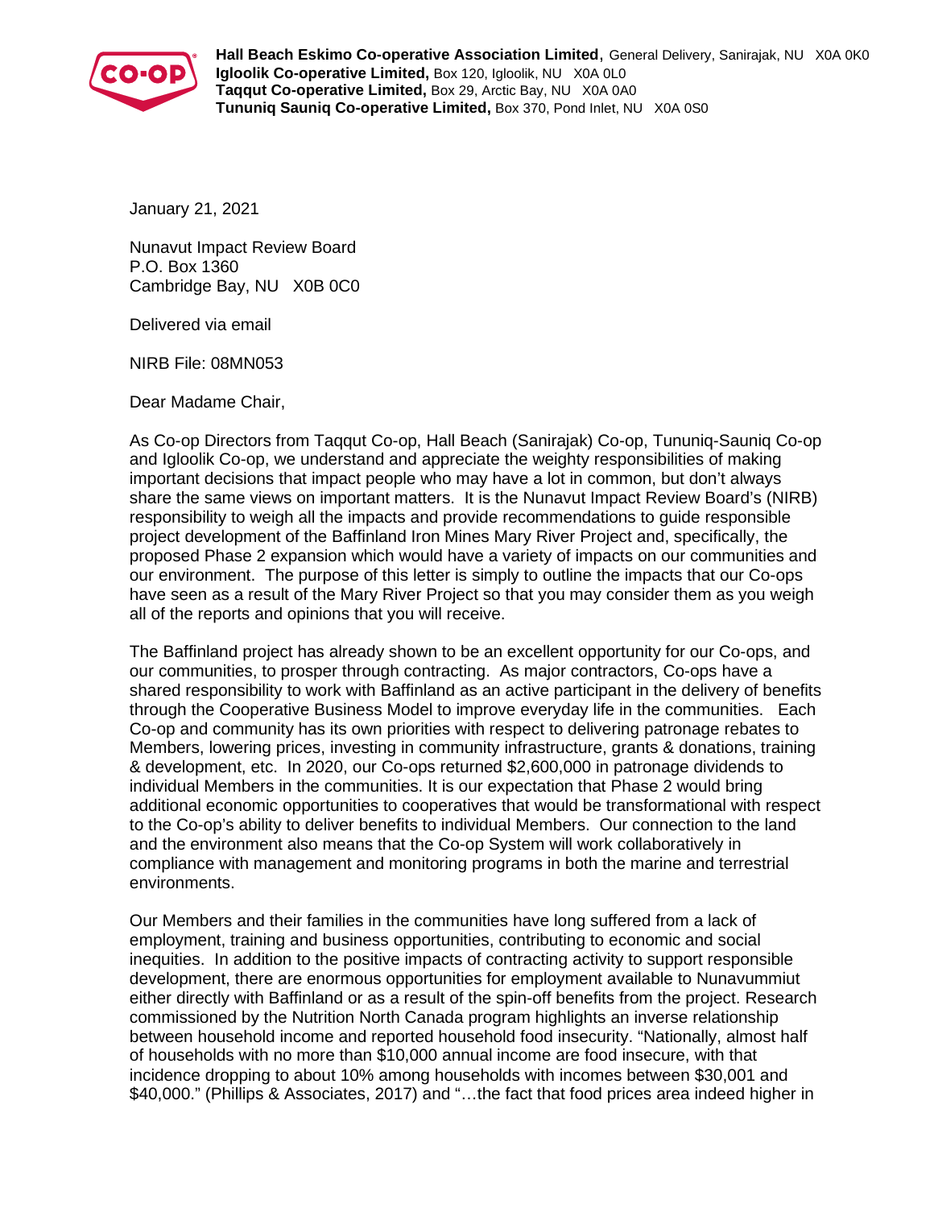**Hall Beach Eskimo Co-operative Association Limited**, General Delivery, Sanirajak, NU X0A 0K0
**Igloolik Co-operative Limited,** Box 120, Igloolik, NU X0A 0L0
**Taqqut Co-operative Limited,** Box 29, Arctic Bay, NU X0A 0A0
**Tununiq Sauniq Co-operative Limited,** Box 370, Pond Inlet, NU X0A 0S0

January 21, 2021

Nunavut Impact Review Board
P.O. Box 1360
Cambridge Bay, NU X0B 0C0

Delivered via email

NIRB File: 08MN053

Dear Madame Chair,

As Co-op Directors from Taqqut Co-op, Hall Beach (Sanirajak) Co-op, Tununiq-Sauniq Co-op and Igloolik Co-op, we understand and appreciate the weighty responsibilities of making important decisions that impact people who may have a lot in common, but don't always share the same views on important matters. It is the Nunavut Impact Review Board's (NIRB) responsibility to weigh all the impacts and provide recommendations to guide responsible project development of the Baffinland Iron Mines Mary River Project and, specifically, the proposed Phase 2 expansion which would have a variety of impacts on our communities and our environment. The purpose of this letter is simply to outline the impacts that our Co-ops have seen as a result of the Mary River Project so that you may consider them as you weigh all of the reports and opinions that you will receive.

The Baffinland project has already shown to be an excellent opportunity for our Co-ops, and our communities, to prosper through contracting. As major contractors, Co-ops have a shared responsibility to work with Baffinland as an active participant in the delivery of benefits through the Cooperative Business Model to improve everyday life in the communities. Each Co-op and community has its own priorities with respect to delivering patronage rebates to Members, lowering prices, investing in community infrastructure, grants & donations, training & development, etc. In 2020, our Co-ops returned $2,600,000 in patronage dividends to individual Members in the communities. It is our expectation that Phase 2 would bring additional economic opportunities to cooperatives that would be transformational with respect to the Co-op's ability to deliver benefits to individual Members. Our connection to the land and the environment also means that the Co-op System will work collaboratively in compliance with management and monitoring programs in both the marine and terrestrial environments.

Our Members and their families in the communities have long suffered from a lack of employment, training and business opportunities, contributing to economic and social inequities. In addition to the positive impacts of contracting activity to support responsible development, there are enormous opportunities for employment available to Nunavummiut either directly with Baffinland or as a result of the spin-off benefits from the project. Research commissioned by the Nutrition North Canada program highlights an inverse relationship between household income and reported household food insecurity. "Nationally, almost half of households with no more than $10,000 annual income are food insecure, with that incidence dropping to about 10% among households with incomes between $30,001 and $40,000." (Phillips & Associates, 2017) and "…the fact that food prices area indeed higher in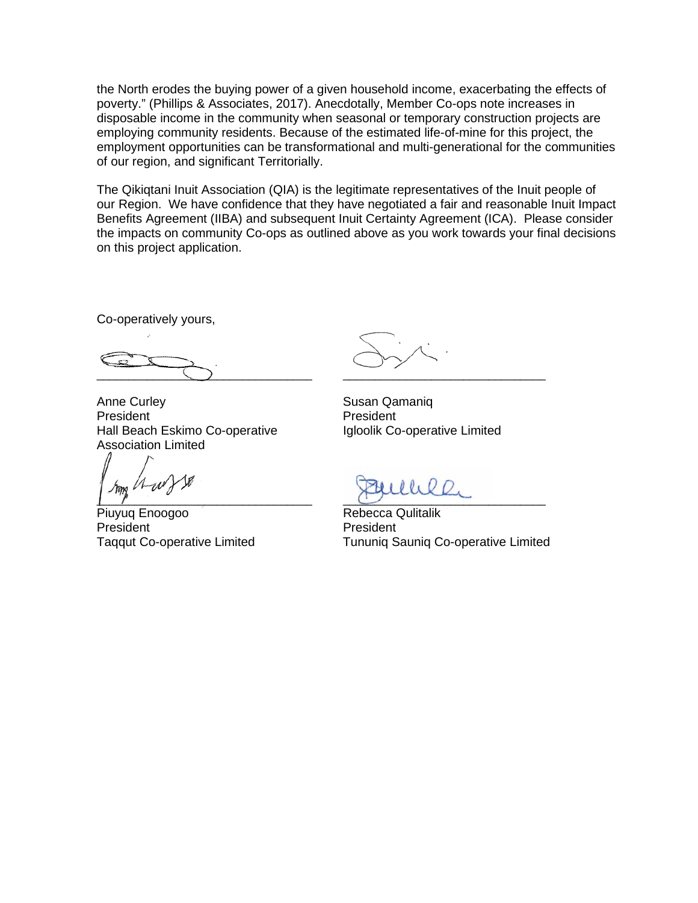the North erodes the buying power of a given household income, exacerbating the effects of poverty." (Phillips & Associates, 2017). Anecdotally, Member Co-ops note increases in disposable income in the community when seasonal or temporary construction projects are employing community residents. Because of the estimated life-of-mine for this project, the employment opportunities can be transformational and multi-generational for the communities of our region, and significant Territorially.

The Qikiqtani Inuit Association (QIA) is the legitimate representatives of the Inuit people of our Region. We have confidence that they have negotiated a fair and reasonable Inuit Impact Benefits Agreement (IIBA) and subsequent Inuit Certainty Agreement (ICA). Please consider the impacts on community Co-ops as outlined above as you work towards your final decisions on this project application.

Co-operatively yours,

Anne Curley
President
Hall Beach Eskimo Co-operative Association Limited

Susan Qamaniq
President
Igloolik Co-operative Limited

Piuyuq Enoogoo
President
Taqqut Co-operative Limited

Rebecca Qulitalik
President
Tununiq Sauniq Co-operative Limited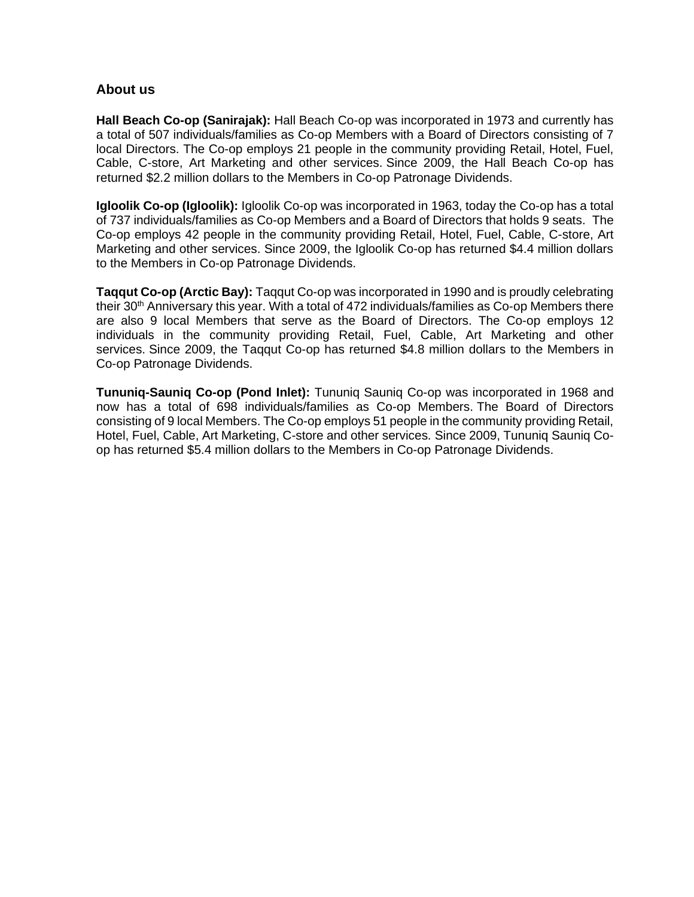## About us

**Hall Beach Co-op (Sanirajak):** Hall Beach Co-op was incorporated in 1973 and currently has a total of 507 individuals/families as Co-op Members with a Board of Directors consisting of 7 local Directors. The Co-op employs 21 people in the community providing Retail, Hotel, Fuel, Cable, C-store, Art Marketing and other services. Since 2009, the Hall Beach Co-op has returned $2.2 million dollars to the Members in Co-op Patronage Dividends.

**Igloolik Co-op (Igloolik):** Igloolik Co-op was incorporated in 1963, today the Co-op has a total of 737 individuals/families as Co-op Members and a Board of Directors that holds 9 seats. The Co-op employs 42 people in the community providing Retail, Hotel, Fuel, Cable, C-store, Art Marketing and other services. Since 2009, the Igloolik Co-op has returned $4.4 million dollars to the Members in Co-op Patronage Dividends.

**Taqqut Co-op (Arctic Bay):** Taqqut Co-op was incorporated in 1990 and is proudly celebrating their 30th Anniversary this year. With a total of 472 individuals/families as Co-op Members there are also 9 local Members that serve as the Board of Directors. The Co-op employs 12 individuals in the community providing Retail, Fuel, Cable, Art Marketing and other services. Since 2009, the Taqqut Co-op has returned $4.8 million dollars to the Members in Co-op Patronage Dividends.

**Tununiq-Sauniq Co-op (Pond Inlet):** Tununiq Sauniq Co-op was incorporated in 1968 and now has a total of 698 individuals/families as Co-op Members. The Board of Directors consisting of 9 local Members. The Co-op employs 51 people in the community providing Retail, Hotel, Fuel, Cable, Art Marketing, C-store and other services. Since 2009, Tununiq Sauniq Co-op has returned $5.4 million dollars to the Members in Co-op Patronage Dividends.